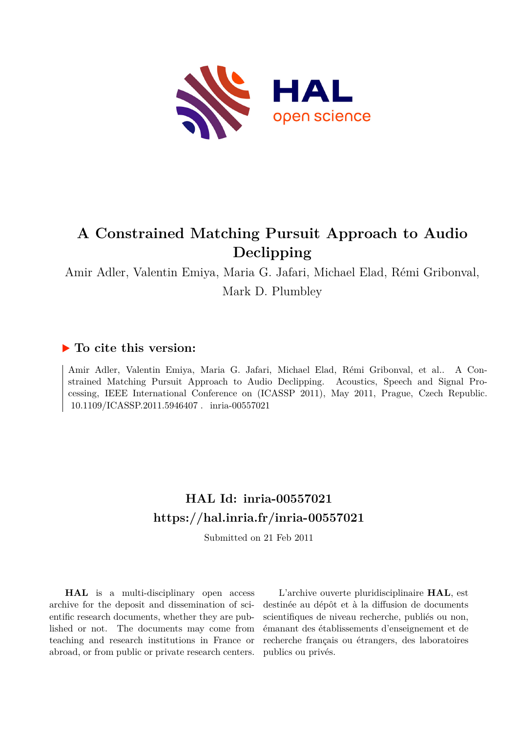# A Constrained Matching Pursuit Approach to Audio Declipping

Amir Adler, Valentin Emiya, Maria G. Jafari, Michael Elad, Rémi Gribonval, Mark D. Plumbley

## ▶ To cite this version:

Amir Adler, Valentin Emiya, Maria G. Jafari, Michael Elad, Rémi Gribonval, et al.. A Constrained Matching Pursuit Approach to Audio Declipping. Acoustics, Speech and Signal Processing, IEEE International Conference on (ICASSP 2011), May 2011, Prague, Czech Republic. 10.1109/ICASSP.2011.5946407 . inria-00557021

## HAL Id: inria-00557021
## https://hal.inria.fr/inria-00557021

Submitted on 21 Feb 2011

**HAL** is a multi-disciplinary open access archive for the deposit and dissemination of scientific research documents, whether they are published or not. The documents may come from teaching and research institutions in France or abroad, or from public or private research centers.

L'archive ouverte pluridisciplinaire **HAL**, est destinée au dépôt et à la diffusion de documents scientifiques de niveau recherche, publiés ou non, émanant des établissements d'enseignement et de recherche français ou étrangers, des laboratoires publics ou privés.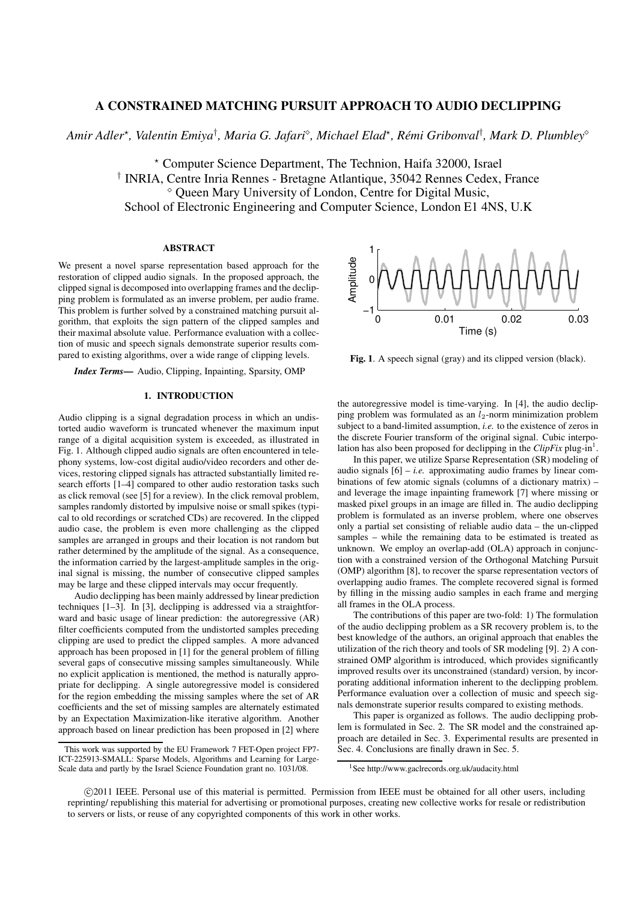# A CONSTRAINED MATCHING PURSUIT APPROACH TO AUDIO DECLIPPING

*Amir Adler*[⋆]*, Valentin Emiya*[†]*, Maria G. Jafari*[⋄]*, Michael Elad*[⋆]*, Rémi Gribonval*[†]*, Mark D. Plumbley*[⋄]

[⋆] Computer Science Department, The Technion, Haifa 32000, Israel
[†] INRIA, Centre Inria Rennes - Bretagne Atlantique, 35042 Rennes Cedex, France
[⋄] Queen Mary University of London, Centre for Digital Music,
School of Electronic Engineering and Computer Science, London E1 4NS, U.K

## ABSTRACT

We present a novel sparse representation based approach for the restoration of clipped audio signals. In the proposed approach, the clipped signal is decomposed into overlapping frames and the declipping problem is formulated as an inverse problem, per audio frame. This problem is further solved by a constrained matching pursuit algorithm, that exploits the sign pattern of the clipped samples and their maximal absolute value. Performance evaluation with a collection of music and speech signals demonstrate superior results compared to existing algorithms, over a wide range of clipping levels.

***Index Terms***— Audio, Clipping, Inpainting, Sparsity, OMP

## 1. INTRODUCTION

Audio clipping is a signal degradation process in which an undistorted audio waveform is truncated whenever the maximum input range of a digital acquisition system is exceeded, as illustrated in Fig. 1. Although clipped audio signals are often encountered in telephony systems, low-cost digital audio/video recorders and other devices, restoring clipped signals has attracted substantially limited research efforts [1–4] compared to other audio restoration tasks such as click removal (see [5] for a review). In the click removal problem, samples randomly distorted by impulsive noise or small spikes (typical to old recordings or scratched CDs) are recovered. In the clipped audio case, the problem is even more challenging as the clipped samples are arranged in groups and their location is not random but rather determined by the amplitude of the signal. As a consequence, the information carried by the largest-amplitude samples in the original signal is missing, the number of consecutive clipped samples may be large and these clipped intervals may occur frequently.

Audio declipping has been mainly addressed by linear prediction techniques [1–3]. In [3], declipping is addressed via a straightforward and basic usage of linear prediction: the autoregressive (AR) filter coefficients computed from the undistorted samples preceding clipping are used to predict the clipped samples. A more advanced approach has been proposed in [1] for the general problem of filling several gaps of consecutive missing samples simultaneously. While no explicit application is mentioned, the method is naturally appropriate for declipping. A single autoregressive model is considered for the region embedding the missing samples where the set of AR coefficients and the set of missing samples are alternately estimated by an Expectation Maximization-like iterative algorithm. Another approach based on linear prediction has been proposed in [2] where the autoregressive model is time-varying. In [4], the audio declipping problem was formulated as an $l_2$-norm minimization problem subject to a band-limited assumption, *i.e.* to the existence of zeros in the discrete Fourier transform of the original signal. Cubic interpolation has also been proposed for declipping in the *ClipFix* plug-in[1].

Fig. 1. A speech signal (gray) and its clipped version (black).

In this paper, we utilize Sparse Representation (SR) modeling of audio signals [6] – *i.e.* approximating audio frames by linear combinations of few atomic signals (columns of a dictionary matrix) – and leverage the image inpainting framework [7] where missing or masked pixel groups in an image are filled in. The audio declipping problem is formulated as an inverse problem, where one observes only a partial set consisting of reliable audio data – the un-clipped samples – while the remaining data to be estimated is treated as unknown. We employ an overlap-add (OLA) approach in conjunction with a constrained version of the Orthogonal Matching Pursuit (OMP) algorithm [8], to recover the sparse representation vectors of overlapping audio frames. The complete recovered signal is formed by filling in the missing audio samples in each frame and merging all frames in the OLA process.

The contributions of this paper are two-fold: 1) The formulation of the audio declipping problem as a SR recovery problem is, to the best knowledge of the authors, an original approach that enables the utilization of the rich theory and tools of SR modeling [9]. 2) A constrained OMP algorithm is introduced, which provides significantly improved results over its unconstrained (standard) version, by incorporating additional information inherent to the declipping problem. Performance evaluation over a collection of music and speech signals demonstrate superior results compared to existing methods.

This paper is organized as follows. The audio declipping problem is formulated in Sec. 2. The SR model and the constrained approach are detailed in Sec. 3. Experimental results are presented in Sec. 4. Conclusions are finally drawn in Sec. 5.

This work was supported by the EU Framework 7 FET-Open project FP7-ICT-225913-SMALL: Sparse Models, Algorithms and Learning for Large-Scale data and partly by the Israel Science Foundation grant no. 1031/08.

[1] See http://www.gaclrecords.org.uk/audacity.html

©2011 IEEE. Personal use of this material is permitted. Permission from IEEE must be obtained for all other users, including reprinting/ republishing this material for advertising or promotional purposes, creating new collective works for resale or redistribution to servers or lists, or reuse of any copyrighted components of this work in other works.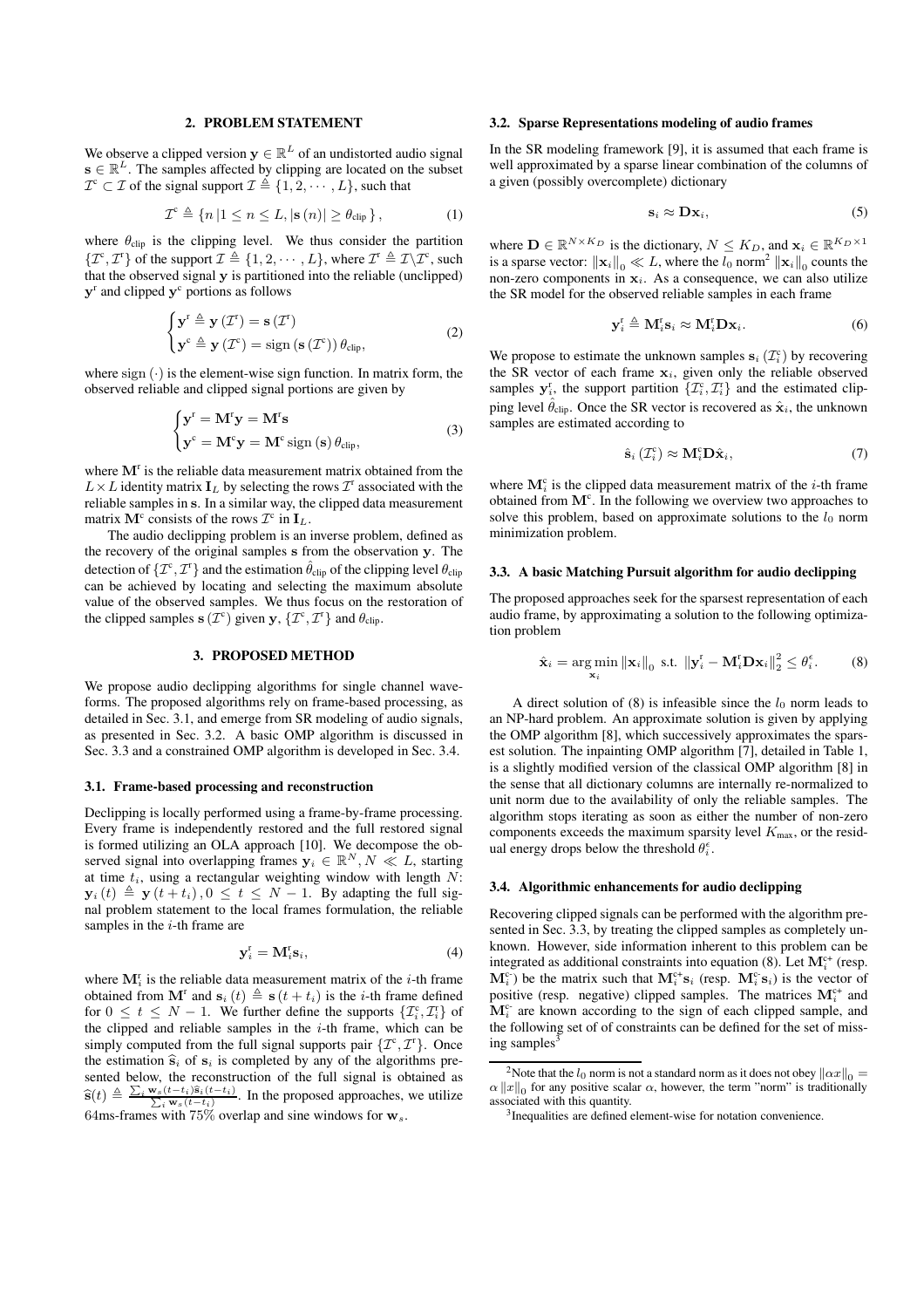## 2. PROBLEM STATEMENT

We observe a clipped version $\mathbf{y} \in \mathbb{R}^L$ of an undistorted audio signal $\mathbf{s} \in \mathbb{R}^L$. The samples affected by clipping are located on the subset $\mathcal{I}^c \subset \mathcal{I}$ of the signal support $\mathcal{I} \triangleq \{1, 2, \cdots, L\}$, such that

$$\mathcal{I}^c \triangleq \{n \,|1 \leq n \leq L, |\mathbf{s}(n)| \geq \theta_{\text{clip}}\}, \quad (1)$$

where $\theta_{\text{clip}}$ is the clipping level. We thus consider the partition $\{\mathcal{I}^c, \mathcal{I}^r\}$ of the support $\mathcal{I} \triangleq \{1, 2, \cdots, L\}$, where $\mathcal{I}^r \triangleq \mathcal{I} \backslash \mathcal{I}^c$, such that the observed signal $\mathbf{y}$ is partitioned into the reliable (unclipped) $\mathbf{y}^r$ and clipped $\mathbf{y}^c$ portions as follows

$$\begin{cases} \mathbf{y}^r \triangleq \mathbf{y}(\mathcal{I}^r) = \mathbf{s}(\mathcal{I}^r) \\ \mathbf{y}^c \triangleq \mathbf{y}(\mathcal{I}^c) = \text{sign}(\mathbf{s}(\mathcal{I}^c))\,\theta_{\text{clip}}, \end{cases} \quad (2)$$

where $\text{sign}(\cdot)$ is the element-wise sign function. In matrix form, the observed reliable and clipped signal portions are given by

$$\begin{cases} \mathbf{y}^r = \mathbf{M}^r \mathbf{y} = \mathbf{M}^r \mathbf{s} \\ \mathbf{y}^c = \mathbf{M}^c \mathbf{y} = \mathbf{M}^c \,\text{sign}(\mathbf{s})\,\theta_{\text{clip}}, \end{cases} \quad (3)$$

where $\mathbf{M}^r$ is the reliable data measurement matrix obtained from the $L \times L$ identity matrix $\mathbf{I}_L$ by selecting the rows $\mathcal{I}^r$ associated with the reliable samples in $\mathbf{s}$. In a similar way, the clipped data measurement matrix $\mathbf{M}^c$ consists of the rows $\mathcal{I}^c$ in $\mathbf{I}_L$.

The audio declipping problem is an inverse problem, defined as the recovery of the original samples $\mathbf{s}$ from the observation $\mathbf{y}$. The detection of $\{\mathcal{I}^c, \mathcal{I}^r\}$ and the estimation $\hat{\theta}_{\text{clip}}$ of the clipping level $\theta_{\text{clip}}$ can be achieved by locating and selecting the maximum absolute value of the observed samples. We thus focus on the restoration of the clipped samples $\mathbf{s}(\mathcal{I}^c)$ given $\mathbf{y}$, $\{\mathcal{I}^c, \mathcal{I}^r\}$ and $\theta_{\text{clip}}$.

## 3. PROPOSED METHOD

We propose audio declipping algorithms for single channel waveforms. The proposed algorithms rely on frame-based processing, as detailed in Sec. 3.1, and emerge from SR modeling of audio signals, as presented in Sec. 3.2. A basic OMP algorithm is discussed in Sec. 3.3 and a constrained OMP algorithm is developed in Sec. 3.4.

### 3.1. Frame-based processing and reconstruction

Declipping is locally performed using a frame-by-frame processing. Every frame is independently restored and the full restored signal is formed utilizing an OLA approach [10]. We decompose the observed signal into overlapping frames $\mathbf{y}_i \in \mathbb{R}^N, N \ll L$, starting at time $t_i$, using a rectangular weighting window with length $N$: $\mathbf{y}_i(t) \triangleq \mathbf{y}(t + t_i), 0 \leq t \leq N-1$. By adapting the full signal problem statement to the local frames formulation, the reliable samples in the $i$-th frame are

$$\mathbf{y}_i^r = \mathbf{M}_i^r \mathbf{s}_i, \quad (4)$$

where $\mathbf{M}_i^r$ is the reliable data measurement matrix of the $i$-th frame obtained from $\mathbf{M}^r$ and $\mathbf{s}_i(t) \triangleq \mathbf{s}(t + t_i)$ is the $i$-th frame defined for $0 \leq t \leq N-1$. We further define the supports $\{\mathcal{I}_i^c, \mathcal{I}_i^r\}$ of the clipped and reliable samples in the $i$-th frame, which can be simply computed from the full signal supports pair $\{\mathcal{I}^c, \mathcal{I}^r\}$. Once the estimation $\widehat{\mathbf{s}}_i$ of $\mathbf{s}_i$ is completed by any of the algorithms presented below, the reconstruction of the full signal is obtained as $\widehat{\mathbf{s}}(t) \triangleq \frac{\sum_i \mathbf{w}_s(t-t_i)\widehat{\mathbf{s}}_i(t-t_i)}{\sum_i \mathbf{w}_s(t-t_i)}$. In the proposed approaches, we utilize 64ms-frames with 75% overlap and sine windows for $\mathbf{w}_s$.

### 3.2. Sparse Representations modeling of audio frames

In the SR modeling framework [9], it is assumed that each frame is well approximated by a sparse linear combination of the columns of a given (possibly overcomplete) dictionary

$$\mathbf{s}_i \approx \mathbf{D}\mathbf{x}_i, \quad (5)$$

where $\mathbf{D} \in \mathbb{R}^{N \times K_D}$ is the dictionary, $N \leq K_D$, and $\mathbf{x}_i \in \mathbb{R}^{K_D \times 1}$ is a sparse vector: $\|\mathbf{x}_i\|_0 \ll L$, where the $l_0$ norm[2] $\|\mathbf{x}_i\|_0$ counts the non-zero components in $\mathbf{x}_i$. As a consequence, we can also utilize the SR model for the observed reliable samples in each frame

$$\mathbf{y}_i^r \triangleq \mathbf{M}_i^r \mathbf{s}_i \approx \mathbf{M}_i^r \mathbf{D}\mathbf{x}_i. \quad (6)$$

We propose to estimate the unknown samples $\mathbf{s}_i(\mathcal{I}_i^c)$ by recovering the SR vector of each frame $\mathbf{x}_i$, given only the reliable observed samples $\mathbf{y}_i^r$, the support partition $\{\mathcal{I}_i^c, \mathcal{I}_i^r\}$ and the estimated clipping level $\hat{\theta}_{\text{clip}}$. Once the SR vector is recovered as $\hat{\mathbf{x}}_i$, the unknown samples are estimated according to

$$\hat{\mathbf{s}}_i(\mathcal{I}_i^c) \approx \mathbf{M}_i^c \mathbf{D}\hat{\mathbf{x}}_i, \quad (7)$$

where $\mathbf{M}_i^c$ is the clipped data measurement matrix of the $i$-th frame obtained from $\mathbf{M}^c$. In the following we overview two approaches to solve this problem, based on approximate solutions to the $l_0$ norm minimization problem.

### 3.3. A basic Matching Pursuit algorithm for audio declipping

The proposed approaches seek for the sparsest representation of each audio frame, by approximating a solution to the following optimization problem

$$\hat{\mathbf{x}}_i = \underset{\mathbf{x}_i}{\arg\min} \|\mathbf{x}_i\|_0 \text{ s.t. } \|\mathbf{y}_i^r - \mathbf{M}_i^r \mathbf{D}\mathbf{x}_i\|_2^2 \leq \theta_i^\epsilon. \quad (8)$$

A direct solution of (8) is infeasible since the $l_0$ norm leads to an NP-hard problem. An approximate solution is given by applying the OMP algorithm [8], which successively approximates the sparsest solution. The inpainting OMP algorithm [7], detailed in Table 1, is a slightly modified version of the classical OMP algorithm [8] in the sense that all dictionary columns are internally re-normalized to unit norm due to the availability of only the reliable samples. The algorithm stops iterating as soon as either the number of non-zero components exceeds the maximum sparsity level $K_{\text{max}}$, or the residual energy drops below the threshold $\theta_i^\epsilon$.

### 3.4. Algorithmic enhancements for audio declipping

Recovering clipped signals can be performed with the algorithm presented in Sec. 3.3, by treating the clipped samples as completely unknown. However, side information inherent to this problem can be integrated as additional constraints into equation (8). Let $\mathbf{M}_i^{c+}$ (resp. $\mathbf{M}_i^{c-}$) be the matrix such that $\mathbf{M}_i^{c+}\mathbf{s}_i$ (resp. $\mathbf{M}_i^{c-}\mathbf{s}_i$) is the vector of positive (resp. negative) clipped samples. The matrices $\mathbf{M}_i^{c+}$ and $\mathbf{M}_i^{c-}$ are known according to the sign of each clipped sample, and the following set of of constraints can be defined for the set of missing samples[3]

[2] Note that the $l_0$ norm is not a standard norm as it does not obey $\|\alpha x\|_0 = \alpha \|x\|_0$ for any positive scalar $\alpha$, however, the term "norm" is traditionally associated with this quantity.

[3] Inequalities are defined element-wise for notation convenience.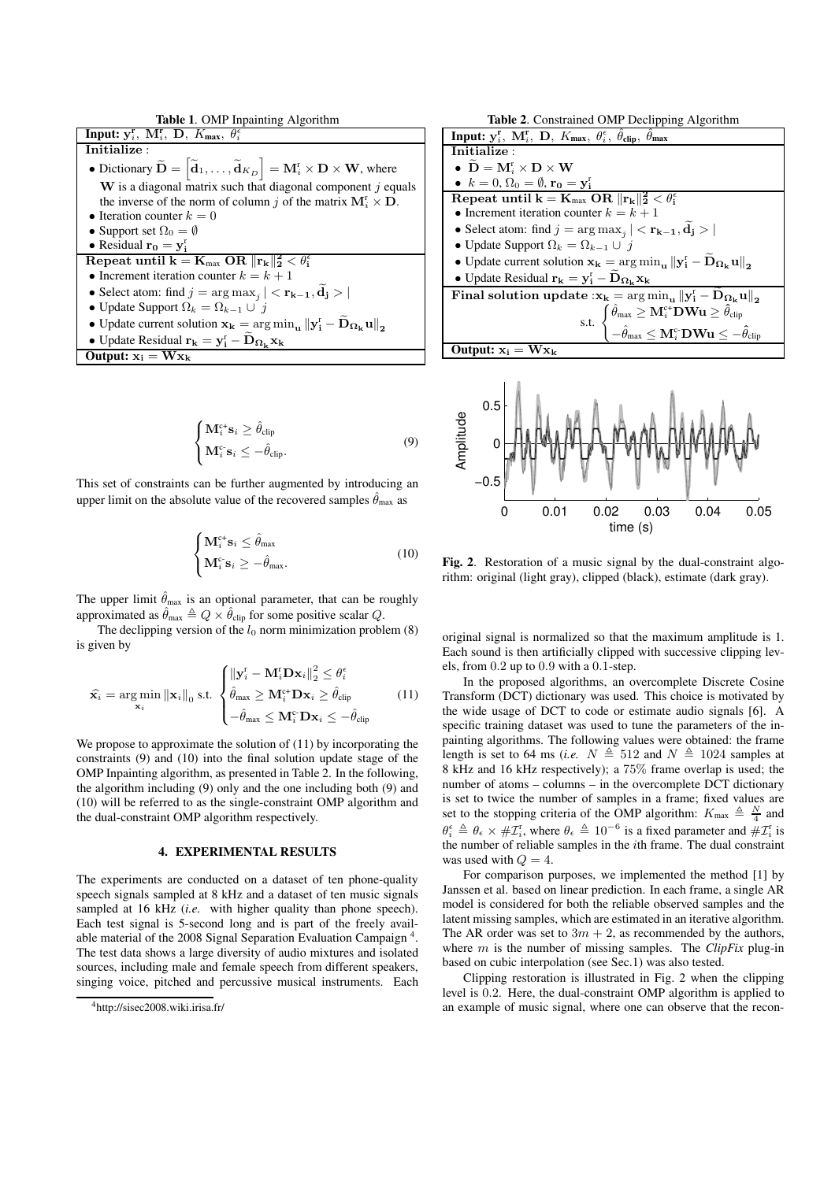**Table 1.** OMP Inpainting Algorithm

| **Input:** $\mathbf{y}_i^{\mathrm{r}}$, $\mathbf{M}_i^{\mathrm{r}}$, $\mathbf{D}$, $K_{\max}$, $\theta_i^{\epsilon}$ |
|---|
| **Initialize** : |
| • Dictionary $\widetilde{\mathbf{D}} = \left[\widetilde{\mathbf{d}}_1, \ldots, \widetilde{\mathbf{d}}_{K_D}\right] = \mathbf{M}_i^{\mathrm{r}} \times \mathbf{D} \times \mathbf{W}$, where $\mathbf{W}$ is a diagonal matrix such that diagonal component $j$ equals the inverse of the norm of column $j$ of the matrix $\mathbf{M}_i^{\mathrm{r}} \times \mathbf{D}$. |
| • Iteration counter $k = 0$ |
| • Support set $\Omega_0 = \emptyset$ |
| • Residual $\mathbf{r_0} = \mathbf{y_i^{\mathrm{r}}}$ |
| **Repeat until** $\mathbf{k} = \mathbf{K_{\max}}$ **OR** $\|\mathbf{r_k}\|_2^2 < \theta_i^{\epsilon}$ |
| • Increment iteration counter $k = k + 1$ |
| • Select atom: find $j = \arg\max_j \vert < \mathbf{r_{k-1}}, \widetilde{\mathbf{d}}_\mathbf{j} > \vert$ |
| • Update Support $\Omega_k = \Omega_{k-1} \cup j$ |
| • Update current solution $\mathbf{x_k} = \arg\min_{\mathbf{u}} \|\mathbf{y_i^{\mathrm{r}}} - \widetilde{\mathbf{D}}_{\Omega_\mathbf{k}} \mathbf{u}\|_2$ |
| • Update Residual $\mathbf{r_k} = \mathbf{y_i^{\mathrm{r}}} - \widetilde{\mathbf{D}}_{\Omega_\mathbf{k}} \mathbf{x_k}$ |
| **Output:** $\mathbf{x_i} = \mathbf{W}\mathbf{x_k}$ |

$$
\begin{cases}
\mathbf{M}_i^{\mathrm{c+}} \mathbf{s}_i \geq \hat{\theta}_{\mathrm{clip}} \\
\mathbf{M}_i^{\mathrm{c-}} \mathbf{s}_i \leq -\hat{\theta}_{\mathrm{clip}}.
\end{cases}
\tag{9}
$$

This set of constraints can be further augmented by introducing an upper limit on the absolute value of the recovered samples $\hat{\theta}_{\max}$ as

$$
\begin{cases}
\mathbf{M}_i^{\mathrm{c+}} \mathbf{s}_i \leq \hat{\theta}_{\max} \\
\mathbf{M}_i^{\mathrm{c-}} \mathbf{s}_i \geq -\hat{\theta}_{\max}.
\end{cases}
\tag{10}
$$

The upper limit $\hat{\theta}_{\max}$ is an optional parameter, that can be roughly approximated as $\hat{\theta}_{\max} \triangleq Q \times \hat{\theta}_{\mathrm{clip}}$ for some positive scalar $Q$.

The declipping version of the $l_0$ norm minimization problem (8) is given by

$$
\widehat{x_i} = \arg\min_{\mathbf{x}_i} \|\mathbf{x}_i\|_0 \text{ s.t. }
\begin{cases}
\|\mathbf{y}_i^{\mathrm{r}} - \mathbf{M}_i^{\mathrm{r}} \mathbf{D} \mathbf{x}_i\|_2^2 \leq \theta_i^{\epsilon} \\
\hat{\theta}_{\max} \geq \mathbf{M}_i^{\mathrm{c+}} \mathbf{D} \mathbf{x}_i \geq \hat{\theta}_{\mathrm{clip}} \\
-\hat{\theta}_{\max} \leq \mathbf{M}_i^{\mathrm{c-}} \mathbf{D} \mathbf{x}_i \leq -\hat{\theta}_{\mathrm{clip}}
\end{cases}
\tag{11}
$$

We propose to approximate the solution of (11) by incorporating the constraints (9) and (10) into the final solution update stage of the OMP Inpainting algorithm, as presented in Table 2. In the following, the algorithm including (9) only and the one including both (9) and (10) will be referred to as the single-constraint OMP algorithm and the dual-constraint OMP algorithm respectively.

## 4. EXPERIMENTAL RESULTS

The experiments are conducted on a dataset of ten phone-quality speech signals sampled at 8 kHz and a dataset of ten music signals sampled at 16 kHz (*i.e.* with higher quality than phone speech). Each test signal is 5-second long and is part of the freely available material of the 2008 Signal Separation Evaluation Campaign [4]. The test data shows a large diversity of audio mixtures and isolated sources, including male and female speech from different speakers, singing voice, pitched and percussive musical instruments. Each

[4] http://sisec2008.wiki.irisa.fr/

**Table 2.** Constrained OMP Declipping Algorithm

| **Input:** $\mathbf{y}_i^{\mathrm{r}}$, $\mathbf{M}_i^{\mathrm{r}}$, $\mathbf{D}$, $K_{\max}$, $\theta_i^{\epsilon}$, $\hat{\theta}_{\mathrm{clip}}$, $\hat{\theta}_{\max}$ |
|---|
| **Initialize** : |
| • $\widetilde{\mathbf{D}} = \mathbf{M}_i^{\mathrm{r}} \times \mathbf{D} \times \mathbf{W}$ |
| • $k = 0, \Omega_0 = \emptyset, \mathbf{r_0} = \mathbf{y_i^{\mathrm{r}}}$ |
| **Repeat until** $\mathbf{k} = \mathbf{K}_{\max}$ **OR** $\|\mathbf{r_k}\|_2^2 < \theta_i^{\epsilon}$ |
| • Increment iteration counter $k = k + 1$ |
| • Select atom: find $j = \arg\max_j \vert < \mathbf{r_{k-1}}, \widetilde{\mathbf{d}}_\mathbf{j} > \vert$ |
| • Update Support $\Omega_k = \Omega_{k-1} \cup j$ |
| • Update current solution $\mathbf{x_k} = \arg\min_{\mathbf{u}} \|\mathbf{y_i^{\mathrm{r}}} - \widetilde{\mathbf{D}}_{\Omega_\mathbf{k}} \mathbf{u}\|_2$ |
| • Update Residual $\mathbf{r_k} = \mathbf{y_i^{\mathrm{r}}} - \widetilde{\mathbf{D}}_{\Omega_\mathbf{k}} \mathbf{x_k}$ |
| **Final solution update** : $\mathbf{x_k} = \arg\min_{\mathbf{u}} \|\mathbf{y_i^{\mathrm{r}}} - \widetilde{\mathbf{D}}_{\Omega_\mathbf{k}} \mathbf{u}\|_2$ s.t. $\begin{cases} \hat{\theta}_{\max} \geq \mathbf{M}_i^{\mathrm{c+}} \mathbf{D} \mathbf{W} \mathbf{u} \geq \hat{\theta}_{\mathrm{clip}} \\ -\hat{\theta}_{\max} \leq \mathbf{M}_i^{\mathrm{c-}} \mathbf{D} \mathbf{W} \mathbf{u} \leq -\hat{\theta}_{\mathrm{clip}} \end{cases}$ |
| **Output:** $\mathbf{x_i} = \mathbf{W}\mathbf{x_k}$ |

**Fig. 2.** Restoration of a music signal by the dual-constraint algorithm: original (light gray), clipped (black), estimate (dark gray).

original signal is normalized so that the maximum amplitude is 1. Each sound is then artificially clipped with successive clipping levels, from 0.2 up to 0.9 with a 0.1-step.

In the proposed algorithms, an overcomplete Discrete Cosine Transform (DCT) dictionary was used. This choice is motivated by the wide usage of DCT to code or estimate audio signals [6]. A specific training dataset was used to tune the parameters of the inpainting algorithms. The following values were obtained: the frame length is set to 64 ms (*i.e.* $N \triangleq 512$ and $N \triangleq 1024$ samples at 8 kHz and 16 kHz respectively); a 75% frame overlap is used; the number of atoms – columns – in the overcomplete DCT dictionary is set to twice the number of samples in a frame; fixed values are set to the stopping criteria of the OMP algorithm: $K_{\max} \triangleq \frac{N}{4}$ and $\theta_i^{\epsilon} \triangleq \theta_{\epsilon} \times \#\mathcal{I}_i^{\mathrm{r}}$, where $\theta_{\epsilon} \triangleq 10^{-6}$ is a fixed parameter and $\#\mathcal{I}_i^{\mathrm{r}}$ is the number of reliable samples in the $i$th frame. The dual constraint was used with $Q = 4$.

For comparison purposes, we implemented the method [1] by Janssen et al. based on linear prediction. In each frame, a single AR model is considered for both the reliable observed samples and the latent missing samples, which are estimated in an iterative algorithm. The AR order was set to $3m + 2$, as recommended by the authors, where $m$ is the number of missing samples. The *ClipFix* plug-in based on cubic interpolation (see Sec.1) was also tested.

Clipping restoration is illustrated in Fig. 2 when the clipping level is 0.2. Here, the dual-constraint OMP algorithm is applied to an example of music signal, where one can observe that the recon-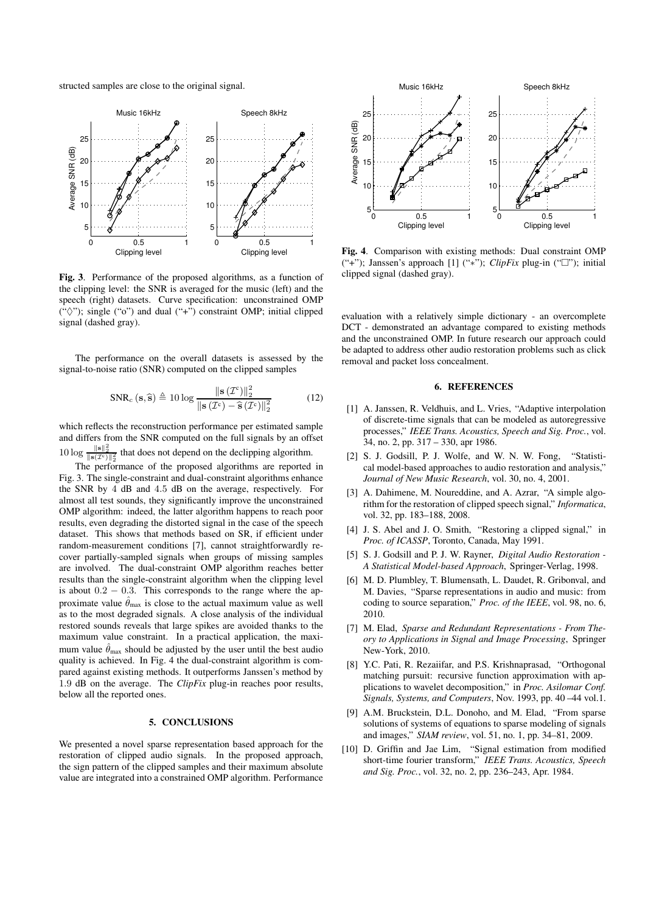structed samples are close to the original signal.

Music 16kHz
Speech 8kHz
Average SNR (dB)
25
20
15
10
5
0
0.5
1
Clipping level

**Fig. 3**. Performance of the proposed algorithms, as a function of the clipping level: the SNR is averaged for the music (left) and the speech (right) datasets. Curve specification: unconstrained OMP ("◇"); single ("o") and dual ("+") constraint OMP; initial clipped signal (dashed gray).

The performance on the overall datasets is assessed by the signal-to-noise ratio (SNR) computed on the clipped samples

$$\mathrm{SNR}_c\left(\mathbf{s}, \widehat{\mathbf{s}}\right) \triangleq 10 \log \frac{\|\mathbf{s}\left(\mathcal{I}^c\right)\|_2^2}{\|\mathbf{s}\left(\mathcal{I}^c\right) - \widehat{\mathbf{s}}\left(\mathcal{I}^c\right)\|_2^2} \tag{12}$$

which reflects the reconstruction performance per estimated sample and differs from the SNR computed on the full signals by an offset $10 \log \frac{\|\mathbf{s}\|_2^2}{\|\mathbf{s}(\mathcal{I}^c)\|_2^2}$ that does not depend on the declipping algorithm.

The performance of the proposed algorithms are reported in Fig. 3. The single-constraint and dual-constraint algorithms enhance the SNR by $4$ dB and $4.5$ dB on the average, respectively. For almost all test sounds, they significantly improve the unconstrained OMP algorithm: indeed, the latter algorithm happens to reach poor results, even degrading the distorted signal in the case of the speech dataset. This shows that methods based on SR, if efficient under random-measurement conditions [7], cannot straightforwardly recover partially-sampled signals when groups of missing samples are involved. The dual-constraint OMP algorithm reaches better results than the single-constraint algorithm when the clipping level is about $0.2 - 0.3$. This corresponds to the range where the approximate value $\hat{\theta}_{\max}$ is close to the actual maximum value as well as to the most degraded signals. A close analysis of the individual restored sounds reveals that large spikes are avoided thanks to the maximum value constraint. In a practical application, the maximum value $\hat{\theta}_{\max}$ should be adjusted by the user until the best audio quality is achieved. In Fig. 4 the dual-constraint algorithm is compared against existing methods. It outperforms Janssen's method by $1.9$ dB on the average. The *ClipFix* plug-in reaches poor results, below all the reported ones.

## 5. CONCLUSIONS

We presented a novel sparse representation based approach for the restoration of clipped audio signals. In the proposed approach, the sign pattern of the clipped samples and their maximum absolute value are integrated into a constrained OMP algorithm. Performance evaluation with a relatively simple dictionary - an overcomplete DCT - demonstrated an advantage compared to existing methods and the unconstrained OMP. In future research our approach could be adapted to address other audio restoration problems such as click removal and packet loss concealment.

Music 16kHz
Speech 8kHz
Average SNR (dB)
25
20
15
10
5
0
0.5
1
Clipping level

**Fig. 4**. Comparison with existing methods: Dual constraint OMP ("+"); Janssen's approach [1] ("$*$"); *ClipFix* plug-in ("□"); initial clipped signal (dashed gray).

## 6. REFERENCES

[1] A. Janssen, R. Veldhuis, and L. Vries, "Adaptive interpolation of discrete-time signals that can be modeled as autoregressive processes," *IEEE Trans. Acoustics, Speech and Sig. Proc.*, vol. 34, no. 2, pp. 317 – 330, apr 1986.

[2] S. J. Godsill, P. J. Wolfe, and W. N. W. Fong, "Statistical model-based approaches to audio restoration and analysis," *Journal of New Music Research*, vol. 30, no. 4, 2001.

[3] A. Dahimene, M. Noureddine, and A. Azrar, "A simple algorithm for the restoration of clipped speech signal," *Informatica*, vol. 32, pp. 183–188, 2008.

[4] J. S. Abel and J. O. Smith, "Restoring a clipped signal," in *Proc. of ICASSP*, Toronto, Canada, May 1991.

[5] S. J. Godsill and P. J. W. Rayner, *Digital Audio Restoration - A Statistical Model-based Approach*, Springer-Verlag, 1998.

[6] M. D. Plumbley, T. Blumensath, L. Daudet, R. Gribonval, and M. Davies, "Sparse representations in audio and music: from coding to source separation," *Proc. of the IEEE*, vol. 98, no. 6, 2010.

[7] M. Elad, *Sparse and Redundant Representations - From Theory to Applications in Signal and Image Processing*, Springer New-York, 2010.

[8] Y.C. Pati, R. Rezaiifar, and P.S. Krishnaprasad, "Orthogonal matching pursuit: recursive function approximation with applications to wavelet decomposition," in *Proc. Asilomar Conf. Signals, Systems, and Computers*, Nov. 1993, pp. 40 –44 vol.1.

[9] A.M. Bruckstein, D.L. Donoho, and M. Elad, "From sparse solutions of systems of equations to sparse modeling of signals and images," *SIAM review*, vol. 51, no. 1, pp. 34–81, 2009.

[10] D. Griffin and Jae Lim, "Signal estimation from modified short-time fourier transform," *IEEE Trans. Acoustics, Speech and Sig. Proc.*, vol. 32, no. 2, pp. 236–243, Apr. 1984.